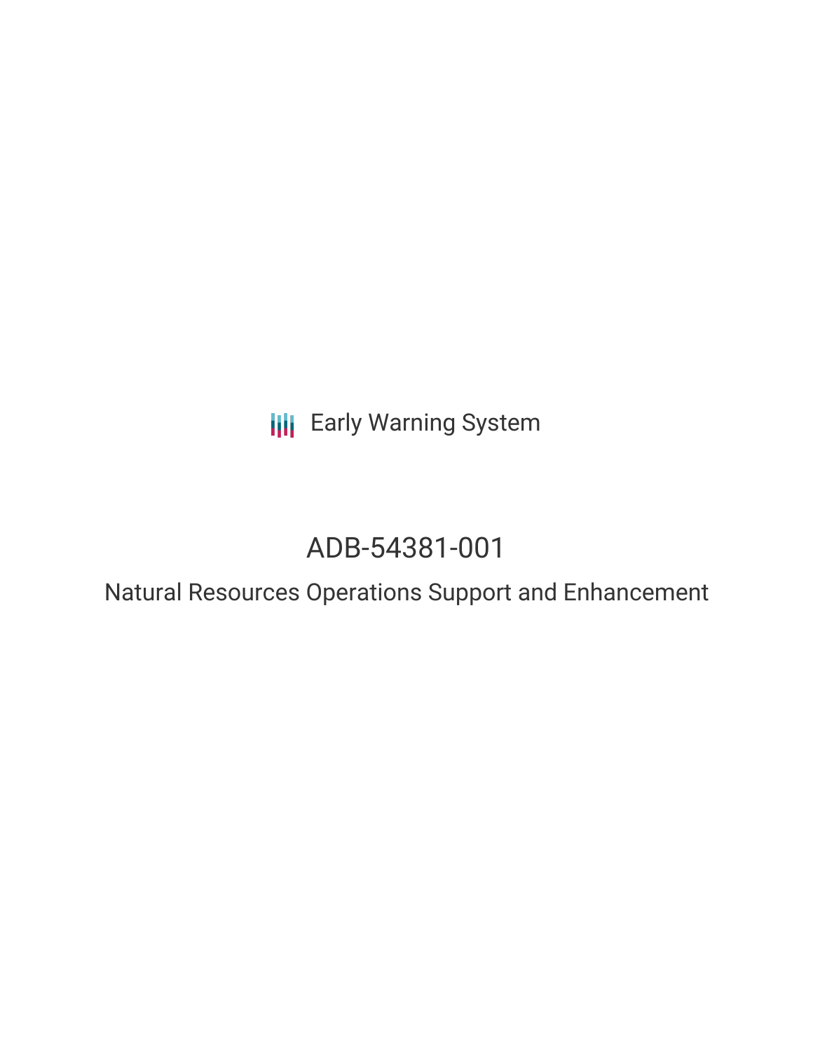Early Warning System

# ADB-54381-001

## Natural Resources Operations Support and Enhancement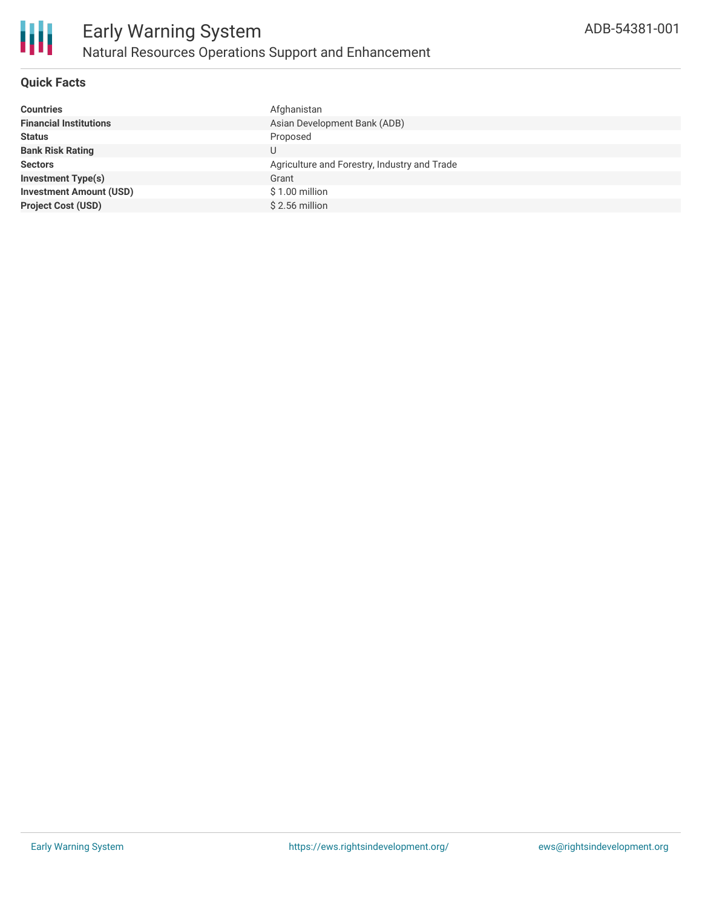# Early Warning System

## Natural Resources Operations Support and Enhancement

ADB-54381-001

### Quick Facts

| | |
|---|---|
| **Countries** | Afghanistan |
| **Financial Institutions** | Asian Development Bank (ADB) |
| **Status** | Proposed |
| **Bank Risk Rating** | U |
| **Sectors** | Agriculture and Forestry, Industry and Trade |
| **Investment Type(s)** | Grant |
| **Investment Amount (USD)** | $ 1.00 million |
| **Project Cost (USD)** | $ 2.56 million |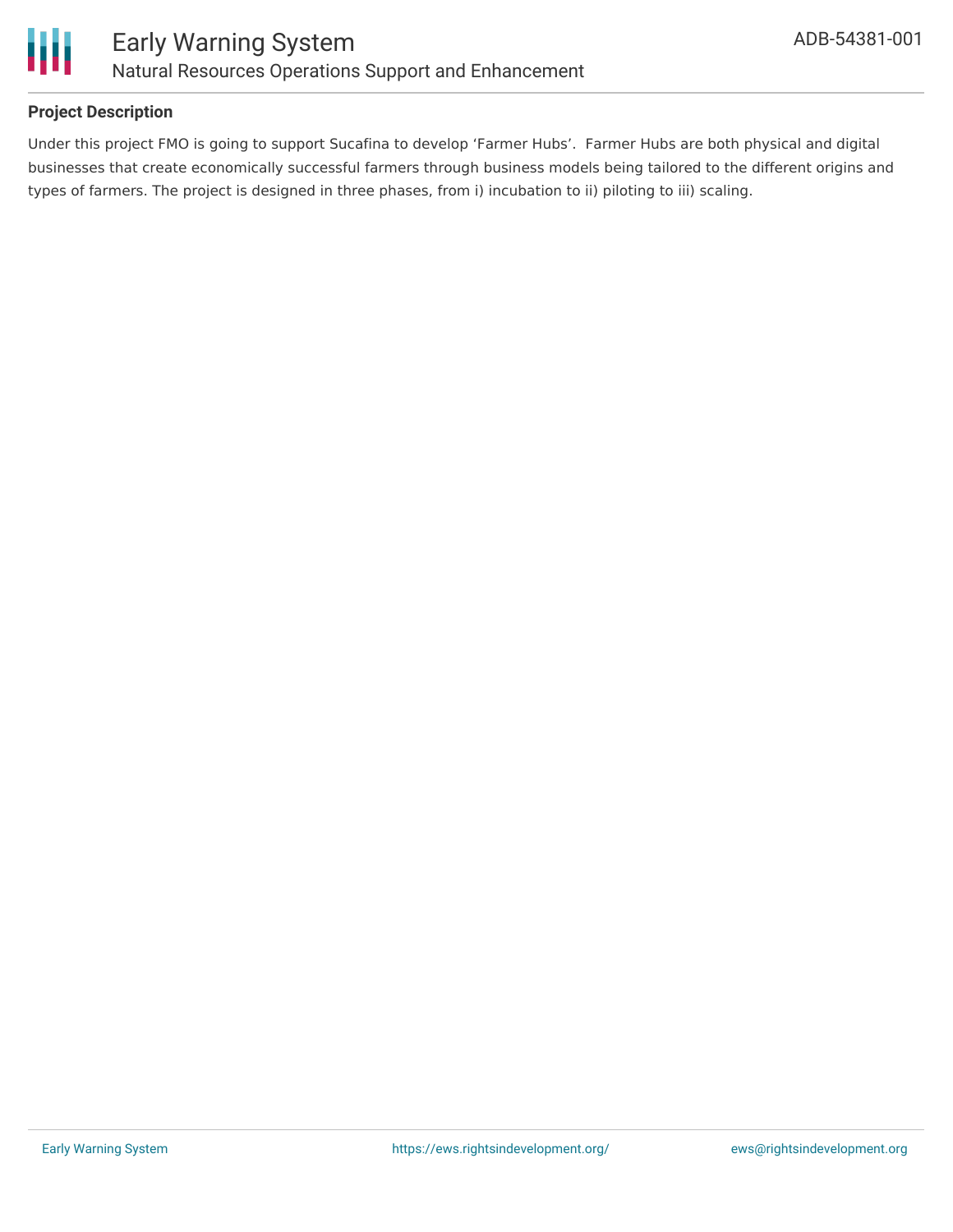**Project Description**

Under this project FMO is going to support Sucafina to develop 'Farmer Hubs'. Farmer Hubs are both physical and digital businesses that create economically successful farmers through business models being tailored to the different origins and types of farmers. The project is designed in three phases, from i) incubation to ii) piloting to iii) scaling.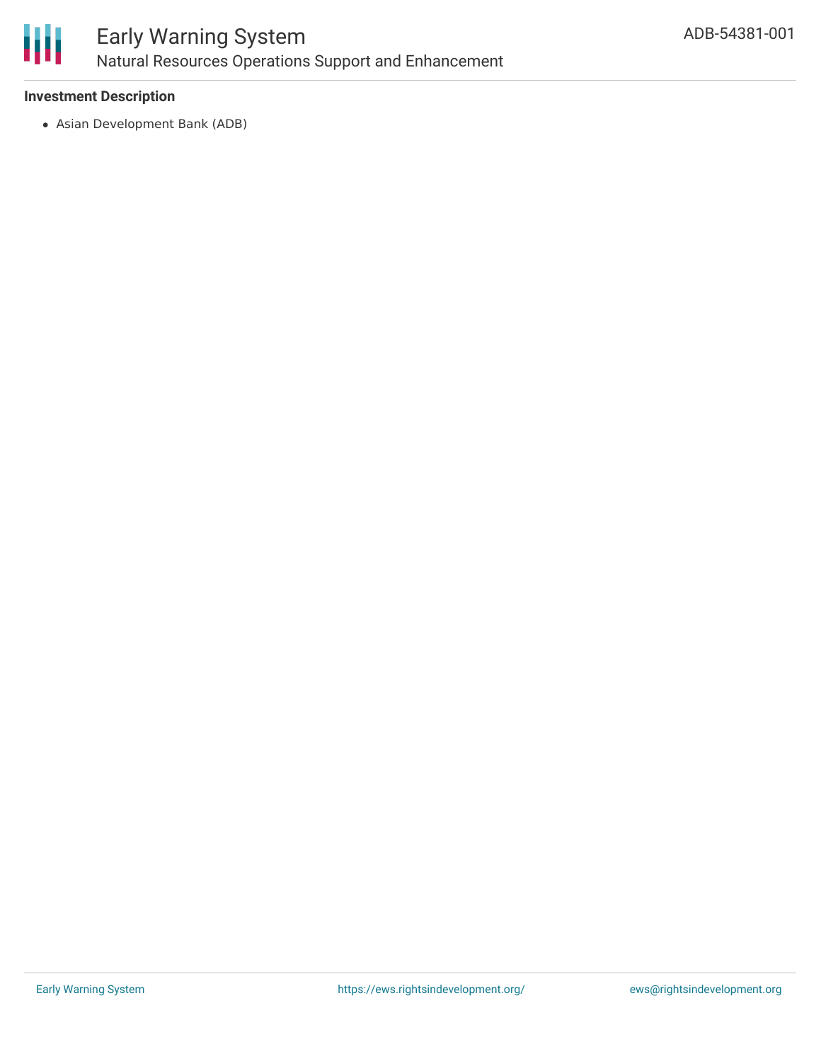### Investment Description

- Asian Development Bank (ADB)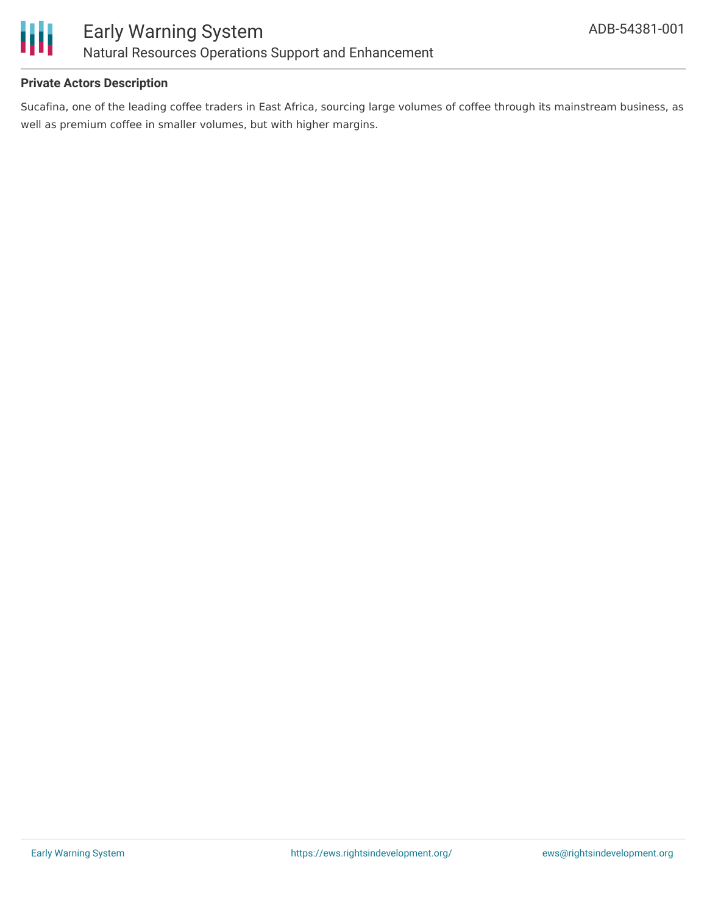**Private Actors Description**

Sucafina, one of the leading coffee traders in East Africa, sourcing large volumes of coffee through its mainstream business, as well as premium coffee in smaller volumes, but with higher margins.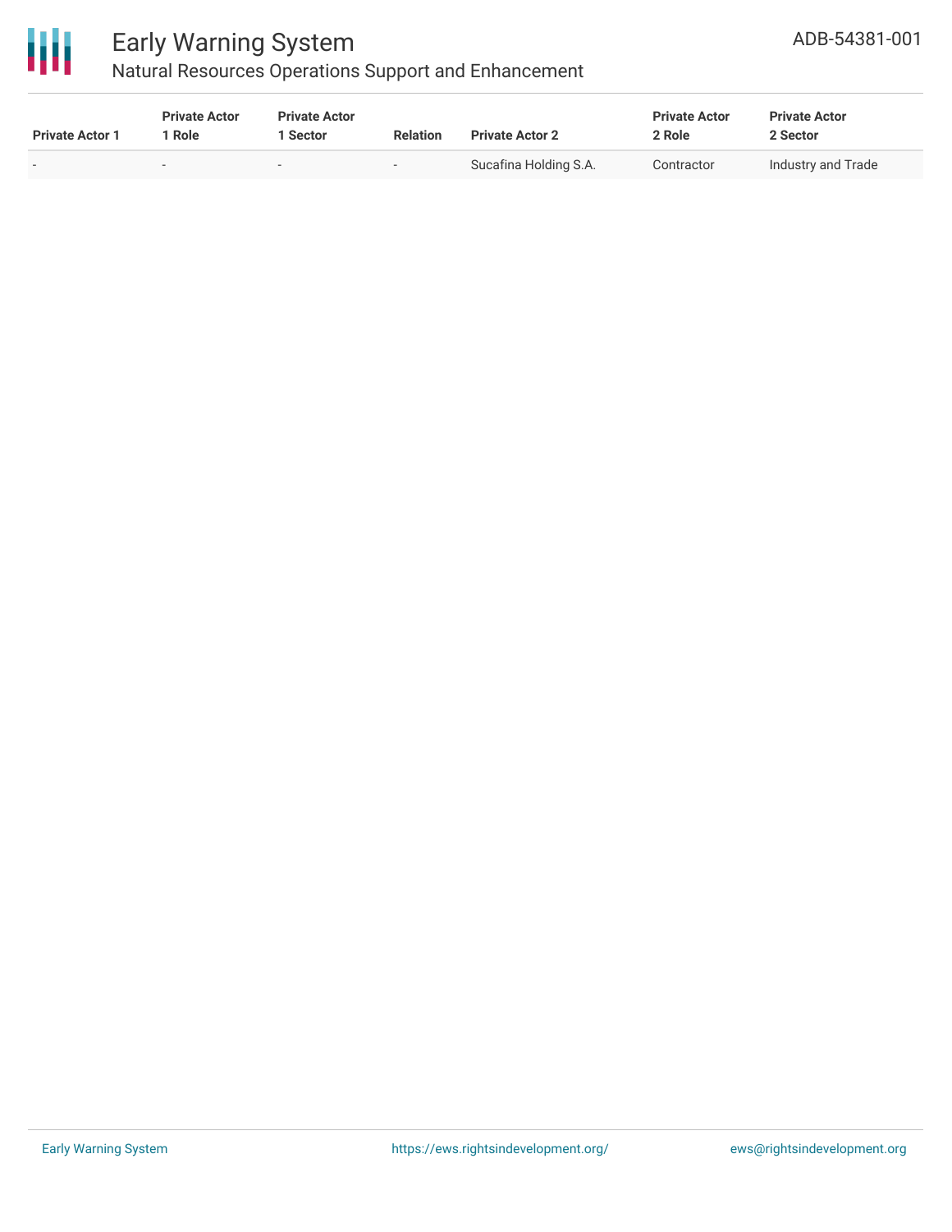| Private Actor 1 | Private Actor 1 Role | Private Actor 1 Sector | Relation | Private Actor 2 | Private Actor 2 Role | Private Actor 2 Sector |
|---|---|---|---|---|---|---|
| - | - | - | - | Sucafina Holding S.A. | Contractor | Industry and Trade |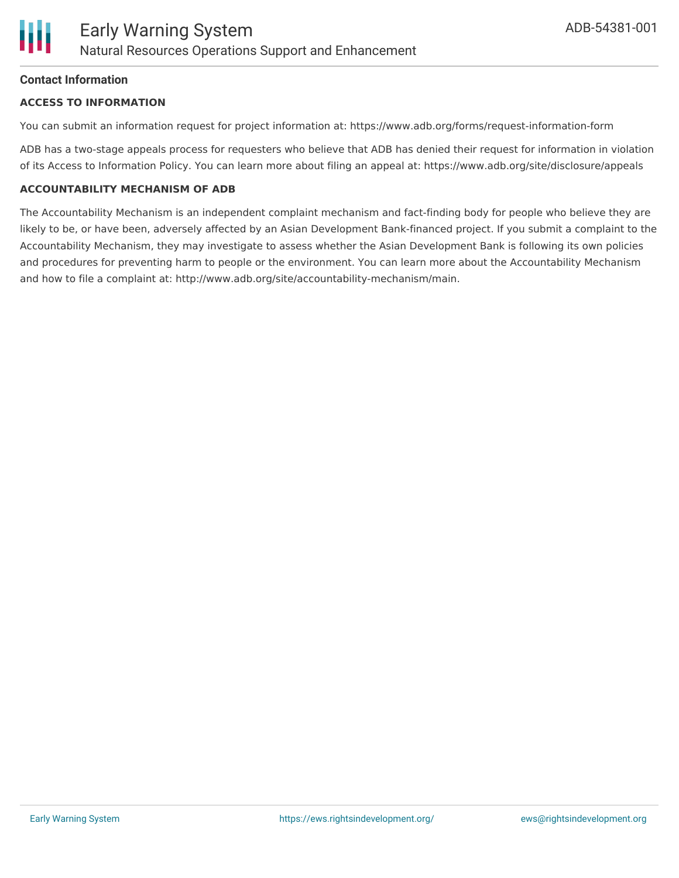## Contact Information

### ACCESS TO INFORMATION

You can submit an information request for project information at: https://www.adb.org/forms/request-information-form

ADB has a two-stage appeals process for requesters who believe that ADB has denied their request for information in violation of its Access to Information Policy. You can learn more about filing an appeal at: https://www.adb.org/site/disclosure/appeals

### ACCOUNTABILITY MECHANISM OF ADB

The Accountability Mechanism is an independent complaint mechanism and fact-finding body for people who believe they are likely to be, or have been, adversely affected by an Asian Development Bank-financed project. If you submit a complaint to the Accountability Mechanism, they may investigate to assess whether the Asian Development Bank is following its own policies and procedures for preventing harm to people or the environment. You can learn more about the Accountability Mechanism and how to file a complaint at: http://www.adb.org/site/accountability-mechanism/main.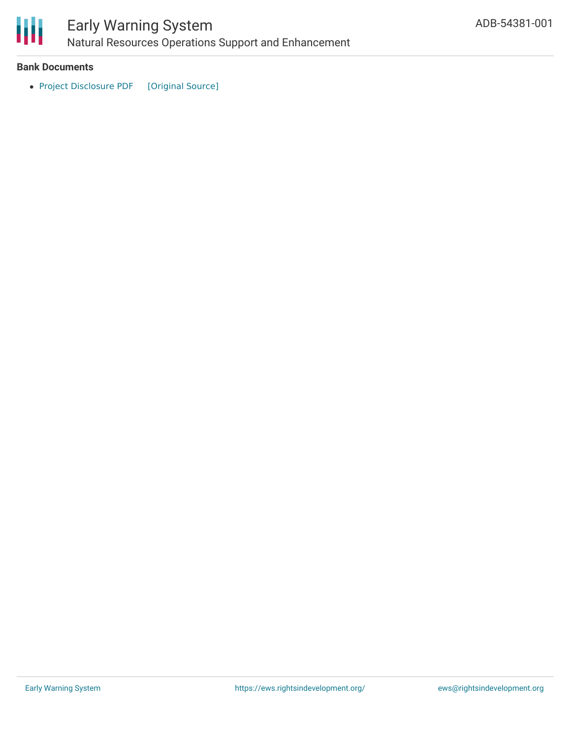**Bank Documents**

- Project Disclosure PDF [Original Source]